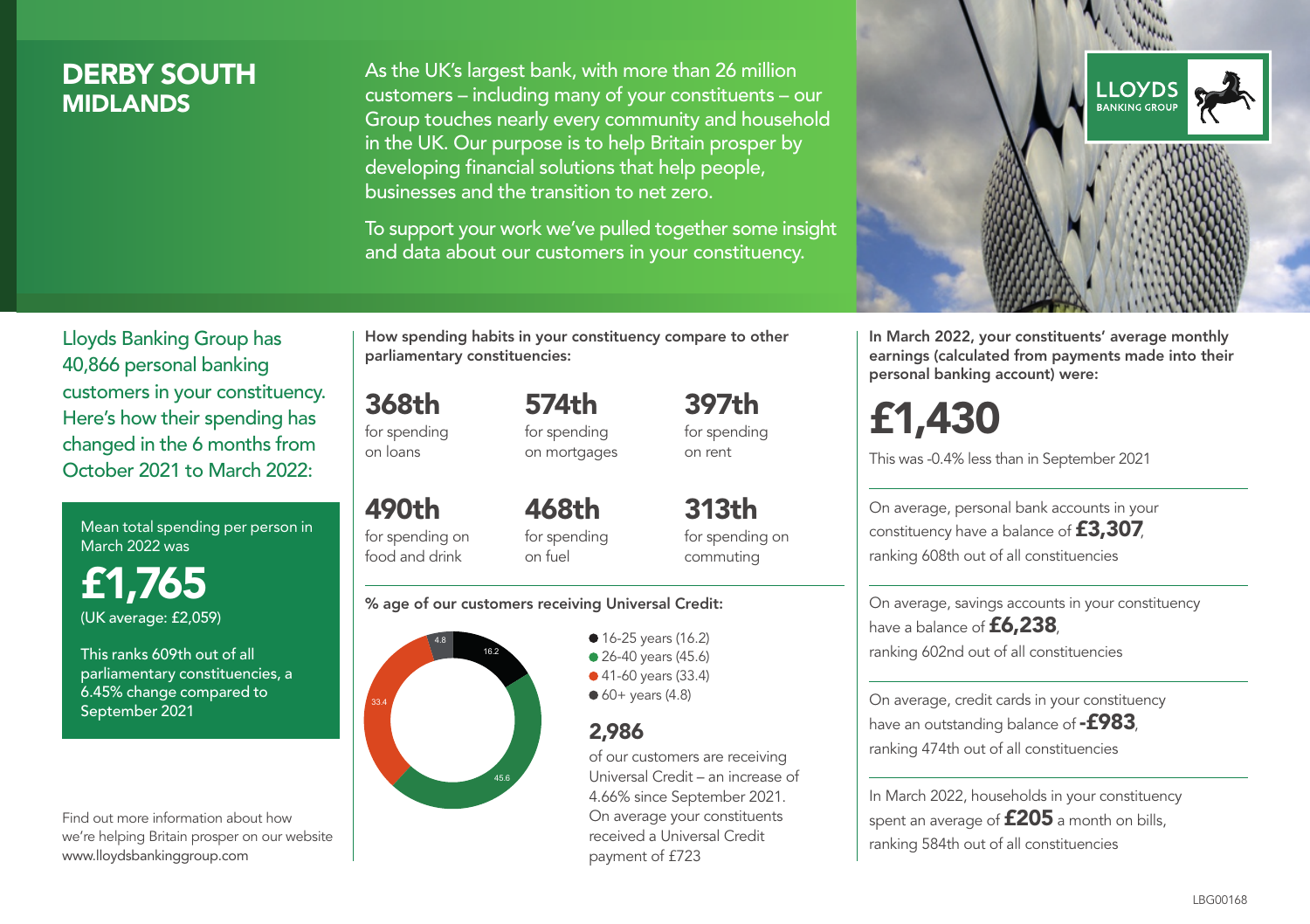# DERBY SOUTH
## MIDLANDS

As the UK's largest bank, with more than 26 million customers – including many of your constituents – our Group touches nearly every community and household in the UK. Our purpose is to help Britain prosper by developing financial solutions that help people, businesses and the transition to net zero.

To support your work we've pulled together some insight and data about our customers in your constituency.

Lloyds Banking Group has 40,866 personal banking customers in your constituency. Here's how their spending has changed in the 6 months from October 2021 to March 2022:

Mean total spending per person in March 2022 was

**£1,765**
(UK average: £2,059)

This ranks 609th out of all parliamentary constituencies, a 6.45% change compared to September 2021

Find out more information about how we're helping Britain prosper on our website www.lloydsbankinggroup.com

How spending habits in your constituency compare to other parliamentary constituencies:

**368th** for spending on loans

**574th** for spending on mortgages

**397th** for spending on rent

**490th** for spending on food and drink

**468th** for spending on fuel

**313th** for spending on commuting

% age of our customers receiving Universal Credit:

- 16-25 years (16.2)
- 26-40 years (45.6)
- 41-60 years (33.4)
- 60+ years (4.8)

**2,986** of our customers are receiving Universal Credit – an increase of 4.66% since September 2021. On average your constituents received a Universal Credit payment of £723

In March 2022, your constituents' average monthly earnings (calculated from payments made into their personal banking account) were:

**£1,430**

This was -0.4% less than in September 2021

On average, personal bank accounts in your constituency have a balance of **£3,307**, ranking 608th out of all constituencies

On average, savings accounts in your constituency have a balance of **£6,238**, ranking 602nd out of all constituencies

On average, credit cards in your constituency have an outstanding balance of **-£983**, ranking 474th out of all constituencies

In March 2022, households in your constituency spent an average of **£205** a month on bills, ranking 584th out of all constituencies

LBG00168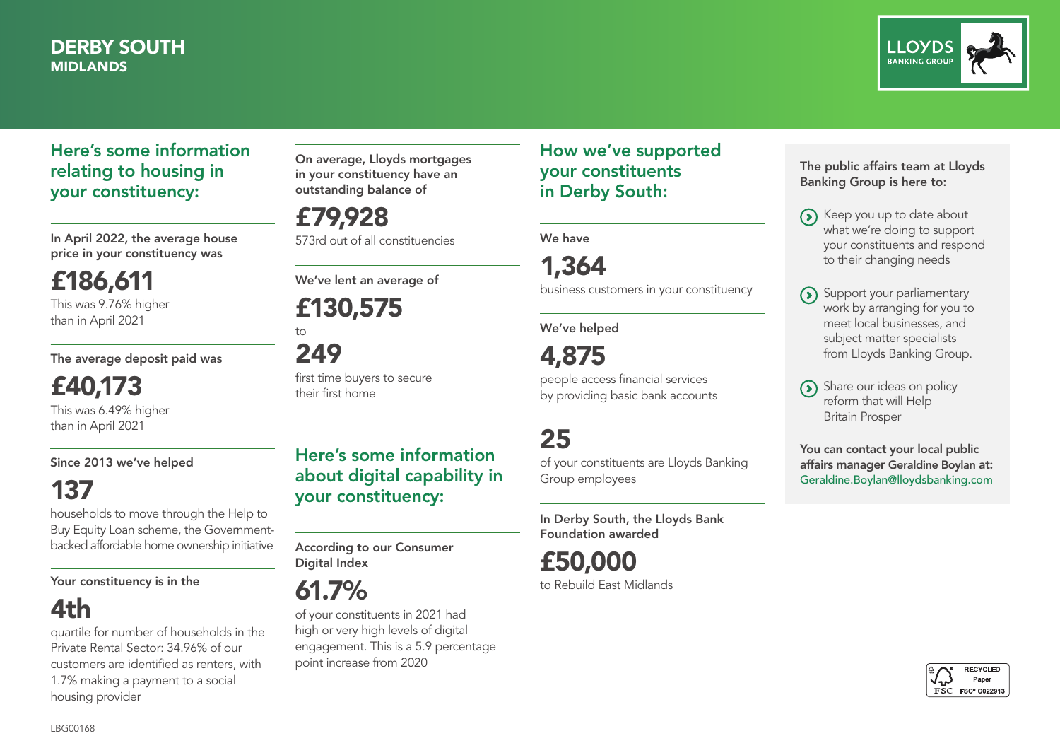# DERBY SOUTH
## MIDLANDS

LLOYDS BANKING GROUP

## Here's some information relating to housing in your constituency:

**In April 2022, the average house price in your constituency was**

**£186,611**

This was 9.76% higher than in April 2021

**The average deposit paid was**

**£40,173**

This was 6.49% higher than in April 2021

**Since 2013 we've helped**

**137**

households to move through the Help to Buy Equity Loan scheme, the Government-backed affordable home ownership initiative

**Your constituency is in the**

**4th**

quartile for number of households in the Private Rental Sector: 34.96% of our customers are identified as renters, with 1.7% making a payment to a social housing provider

**On average, Lloyds mortgages in your constituency have an outstanding balance of**

**£79,928**

573rd out of all constituencies

**We've lent an average of**

**£130,575**

to

**249**

first time buyers to secure their first home

## Here's some information about digital capability in your constituency:

**According to our Consumer Digital Index**

**61.7%**

of your constituents in 2021 had high or very high levels of digital engagement. This is a 5.9 percentage point increase from 2020

## How we've supported your constituents in Derby South:

**We have**

**1,364**

business customers in your constituency

**We've helped**

**4,875**

people access financial services by providing basic bank accounts

**25**

of your constituents are Lloyds Banking Group employees

**In Derby South, the Lloyds Bank Foundation awarded**

**£50,000**

to Rebuild East Midlands

**The public affairs team at Lloyds Banking Group is here to:**

- Keep you up to date about what we're doing to support your constituents and respond to their changing needs
- Support your parliamentary work by arranging for you to meet local businesses, and subject matter specialists from Lloyds Banking Group.
- Share our ideas on policy reform that will Help Britain Prosper

**You can contact your local public affairs manager Geraldine Boylan at:**
Geraldine.Boylan@lloydsbanking.com

RECYCLED Paper FSC® C022913

LBG00168